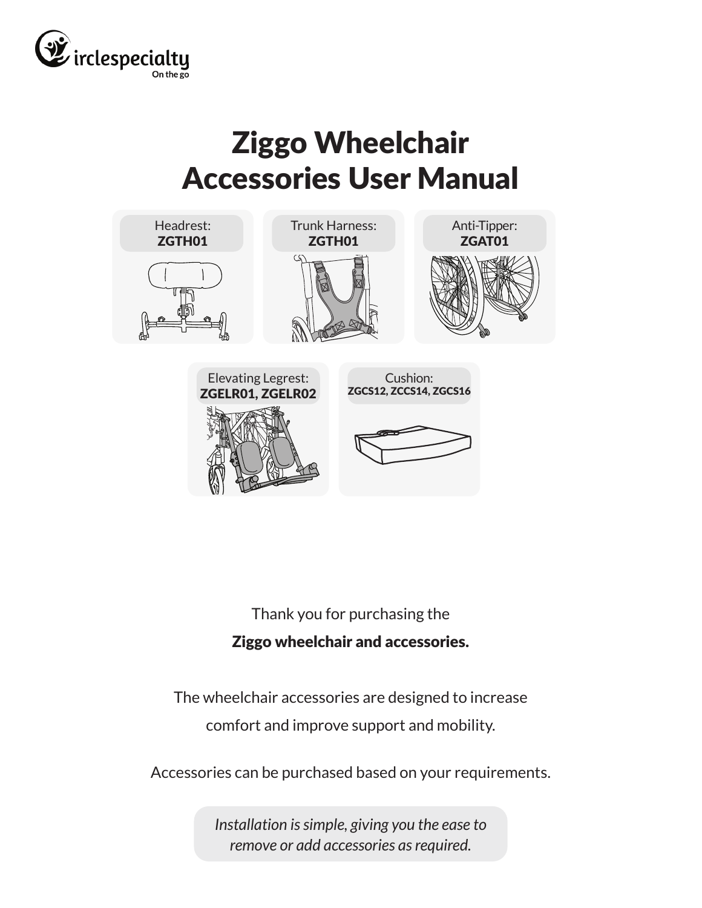irclespecialty
On the go

# Ziggo Wheelchair Accessories User Manual

Headrest:
**ZGTH01**

Trunk Harness:
**ZGTH01**

Anti-Tipper:
**ZGAT01**

Elevating Legrest:
**ZGELR01, ZGELR02**

Cushion:
**ZGCS12, ZCCS14, ZGCS16**

Thank you for purchasing the

**Ziggo wheelchair and accessories.**

The wheelchair accessories are designed to increase comfort and improve support and mobility.

Accessories can be purchased based on your requirements.

*Installation is simple, giving you the ease to remove or add accessories as required.*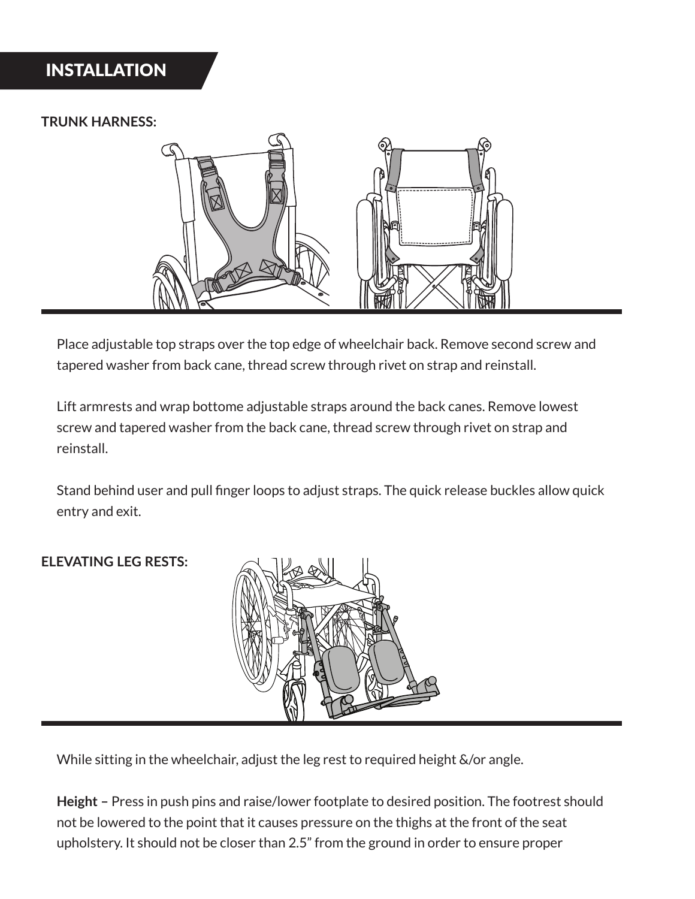## INSTALLATION

**TRUNK HARNESS:**

Place adjustable top straps over the top edge of wheelchair back. Remove second screw and tapered washer from back cane, thread screw through rivet on strap and reinstall.

Lift armrests and wrap bottome adjustable straps around the back canes. Remove lowest screw and tapered washer from the back cane, thread screw through rivet on strap and reinstall.

Stand behind user and pull finger loops to adjust straps. The quick release buckles allow quick entry and exit.

**ELEVATING LEG RESTS:**

While sitting in the wheelchair, adjust the leg rest to required height &/or angle.

**Height –** Press in push pins and raise/lower footplate to desired position. The footrest should not be lowered to the point that it causes pressure on the thighs at the front of the seat upholstery. It should not be closer than 2.5” from the ground in order to ensure proper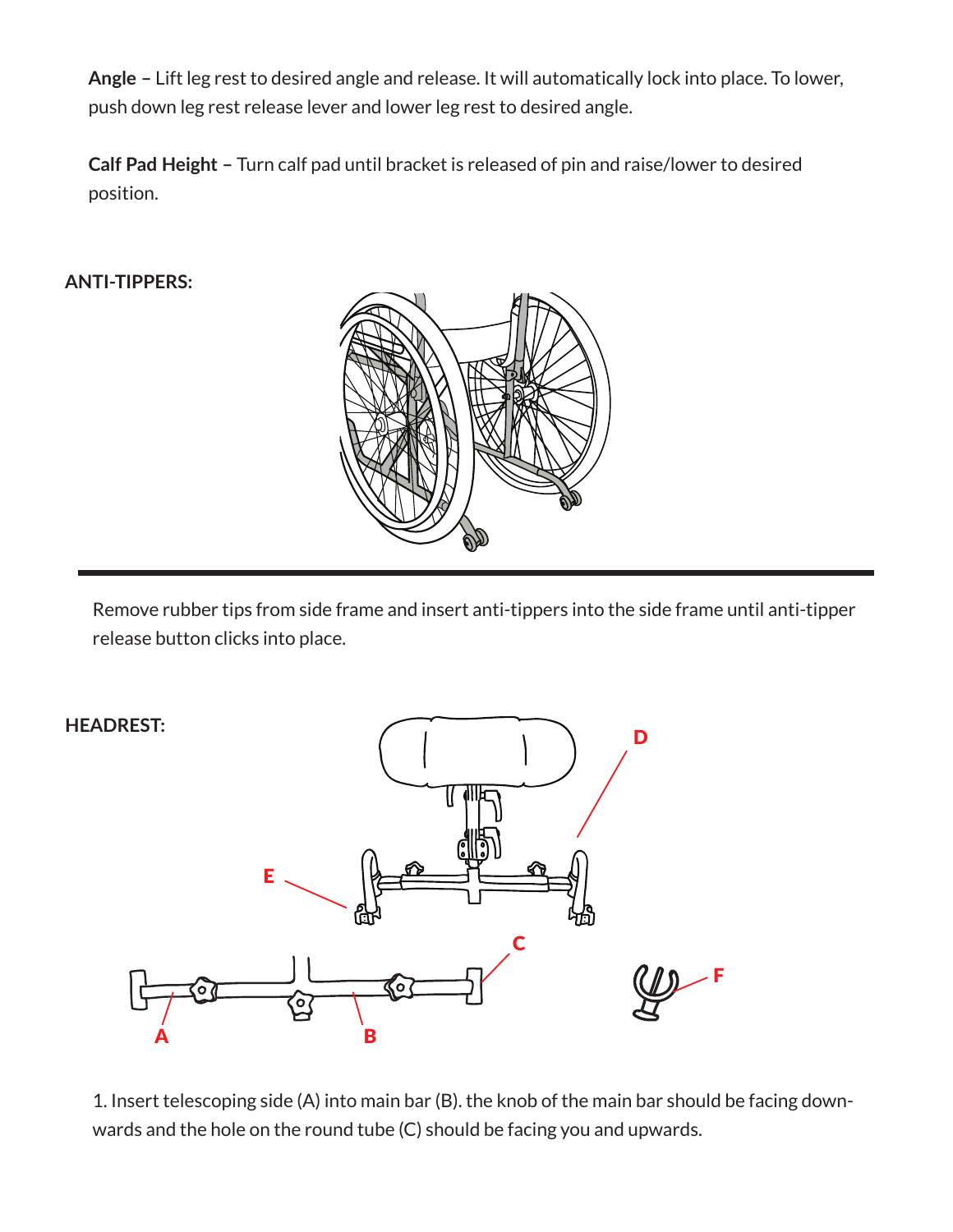**Angle –** Lift leg rest to desired angle and release. It will automatically lock into place. To lower, push down leg rest release lever and lower leg rest to desired angle.

**Calf Pad Height –** Turn calf pad until bracket is released of pin and raise/lower to desired position.

**ANTI-TIPPERS:**

Remove rubber tips from side frame and insert anti-tippers into the side frame until anti-tipper release button clicks into place.

**HEADREST:**

D

E

C

F

A

B

1. Insert telescoping side (A) into main bar (B). the knob of the main bar should be facing downwards and the hole on the round tube (C) should be facing you and upwards.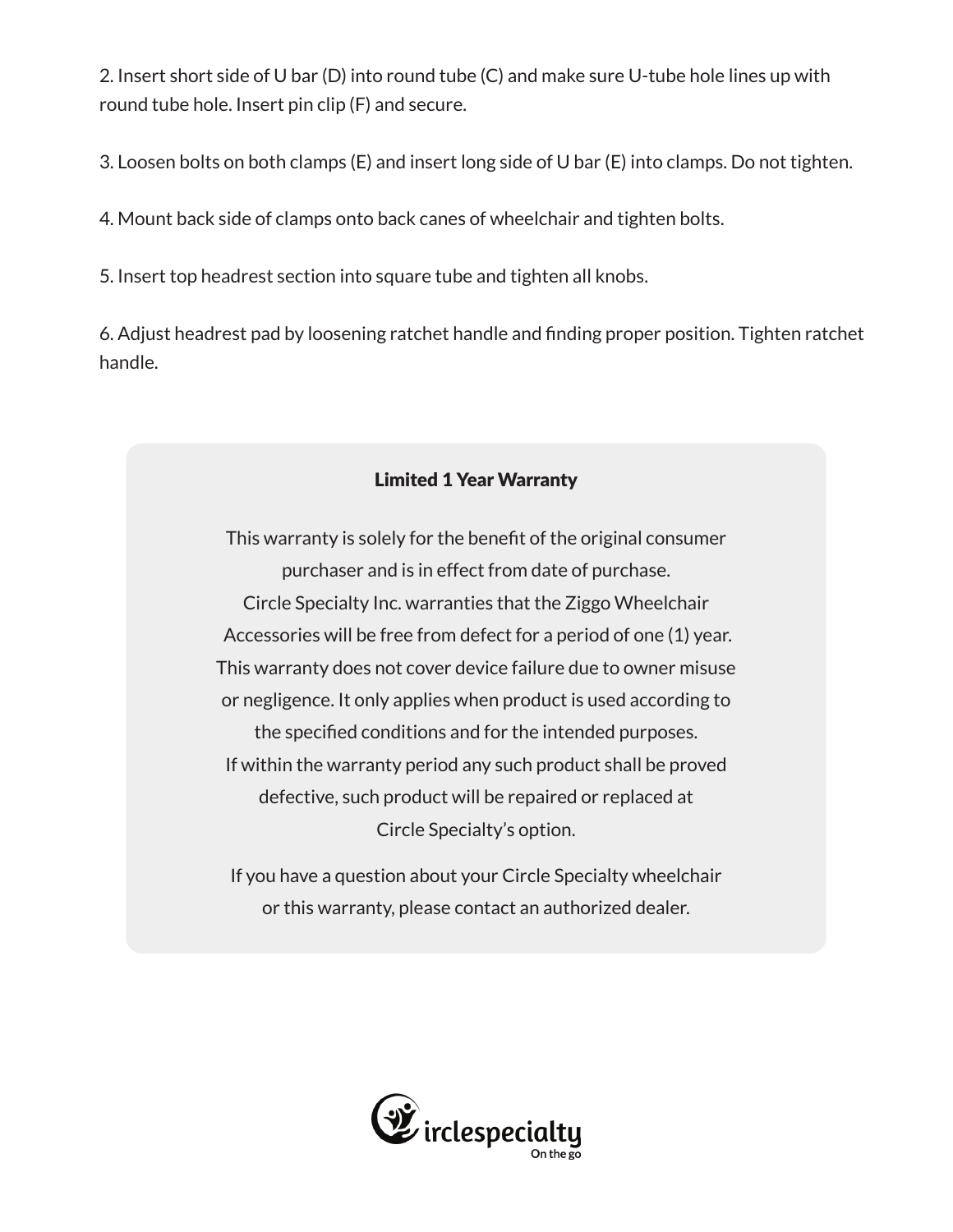2. Insert short side of U bar (D) into round tube (C) and make sure U-tube hole lines up with round tube hole. Insert pin clip (F) and secure.

3. Loosen bolts on both clamps (E) and insert long side of U bar (E) into clamps. Do not tighten.

4. Mount back side of clamps onto back canes of wheelchair and tighten bolts.

5. Insert top headrest section into square tube and tighten all knobs.

6. Adjust headrest pad by loosening ratchet handle and finding proper position. Tighten ratchet handle.

### Limited 1 Year Warranty

This warranty is solely for the benefit of the original consumer purchaser and is in effect from date of purchase.
Circle Specialty Inc. warranties that the Ziggo Wheelchair Accessories will be free from defect for a period of one (1) year. This warranty does not cover device failure due to owner misuse or negligence. It only applies when product is used according to the specified conditions and for the intended purposes.
If within the warranty period any such product shall be proved defective, such product will be repaired or replaced at Circle Specialty's option.

If you have a question about your Circle Specialty wheelchair or this warranty, please contact an authorized dealer.

circlespecialty
On the go